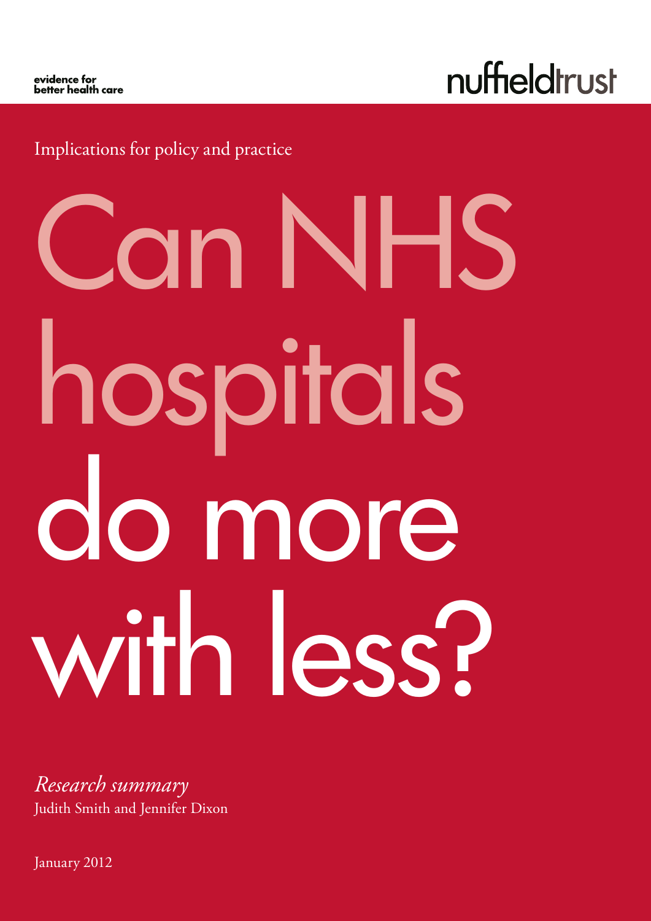evidence for
better health care

nuffieldtrust

Implications for policy and practice

# Can NHS hospitals do more with less?

*Research summary*
Judith Smith and Jennifer Dixon

January 2012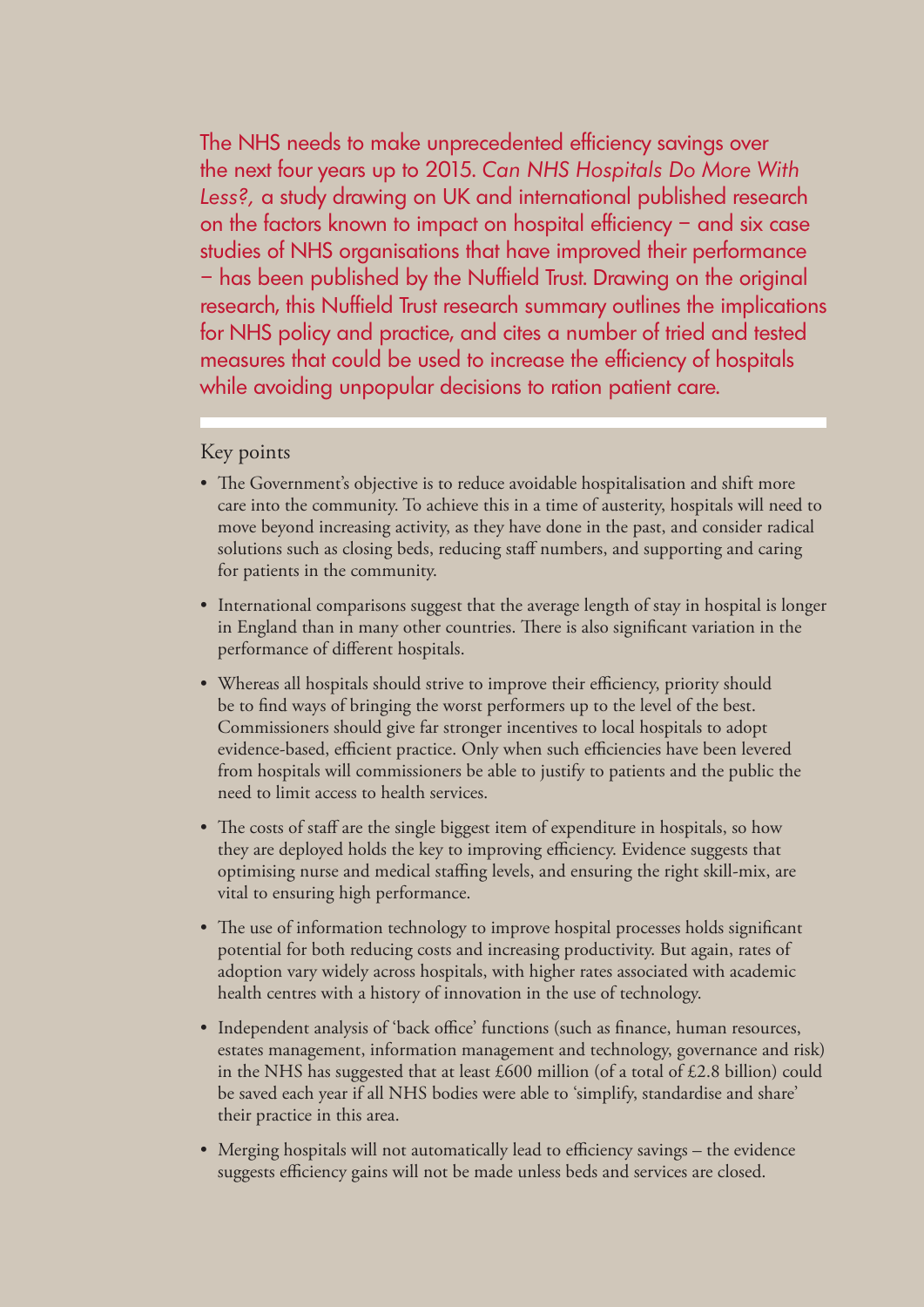The NHS needs to make unprecedented efficiency savings over the next four years up to 2015. *Can NHS Hospitals Do More With Less?*, a study drawing on UK and international published research on the factors known to impact on hospital efficiency – and six case studies of NHS organisations that have improved their performance – has been published by the Nuffield Trust. Drawing on the original research, this Nuffield Trust research summary outlines the implications for NHS policy and practice, and cites a number of tried and tested measures that could be used to increase the efficiency of hospitals while avoiding unpopular decisions to ration patient care.

## Key points

- The Government's objective is to reduce avoidable hospitalisation and shift more care into the community. To achieve this in a time of austerity, hospitals will need to move beyond increasing activity, as they have done in the past, and consider radical solutions such as closing beds, reducing staff numbers, and supporting and caring for patients in the community.
- International comparisons suggest that the average length of stay in hospital is longer in England than in many other countries. There is also significant variation in the performance of different hospitals.
- Whereas all hospitals should strive to improve their efficiency, priority should be to find ways of bringing the worst performers up to the level of the best. Commissioners should give far stronger incentives to local hospitals to adopt evidence-based, efficient practice. Only when such efficiencies have been levered from hospitals will commissioners be able to justify to patients and the public the need to limit access to health services.
- The costs of staff are the single biggest item of expenditure in hospitals, so how they are deployed holds the key to improving efficiency. Evidence suggests that optimising nurse and medical staffing levels, and ensuring the right skill-mix, are vital to ensuring high performance.
- The use of information technology to improve hospital processes holds significant potential for both reducing costs and increasing productivity. But again, rates of adoption vary widely across hospitals, with higher rates associated with academic health centres with a history of innovation in the use of technology.
- Independent analysis of 'back office' functions (such as finance, human resources, estates management, information management and technology, governance and risk) in the NHS has suggested that at least £600 million (of a total of £2.8 billion) could be saved each year if all NHS bodies were able to 'simplify, standardise and share' their practice in this area.
- Merging hospitals will not automatically lead to efficiency savings – the evidence suggests efficiency gains will not be made unless beds and services are closed.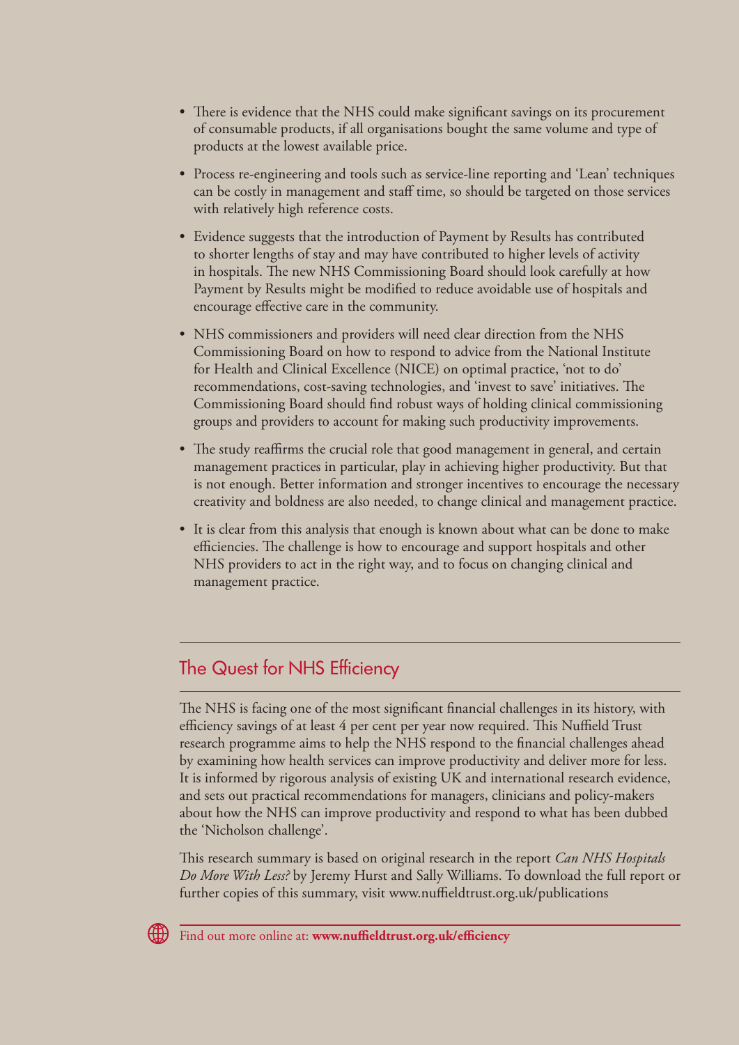- There is evidence that the NHS could make significant savings on its procurement of consumable products, if all organisations bought the same volume and type of products at the lowest available price.
- Process re-engineering and tools such as service-line reporting and 'Lean' techniques can be costly in management and staff time, so should be targeted on those services with relatively high reference costs.
- Evidence suggests that the introduction of Payment by Results has contributed to shorter lengths of stay and may have contributed to higher levels of activity in hospitals. The new NHS Commissioning Board should look carefully at how Payment by Results might be modified to reduce avoidable use of hospitals and encourage effective care in the community.
- NHS commissioners and providers will need clear direction from the NHS Commissioning Board on how to respond to advice from the National Institute for Health and Clinical Excellence (NICE) on optimal practice, 'not to do' recommendations, cost-saving technologies, and 'invest to save' initiatives. The Commissioning Board should find robust ways of holding clinical commissioning groups and providers to account for making such productivity improvements.
- The study reaffirms the crucial role that good management in general, and certain management practices in particular, play in achieving higher productivity. But that is not enough. Better information and stronger incentives to encourage the necessary creativity and boldness are also needed, to change clinical and management practice.
- It is clear from this analysis that enough is known about what can be done to make efficiencies. The challenge is how to encourage and support hospitals and other NHS providers to act in the right way, and to focus on changing clinical and management practice.

## The Quest for NHS Efficiency

The NHS is facing one of the most significant financial challenges in its history, with efficiency savings of at least 4 per cent per year now required. This Nuffield Trust research programme aims to help the NHS respond to the financial challenges ahead by examining how health services can improve productivity and deliver more for less. It is informed by rigorous analysis of existing UK and international research evidence, and sets out practical recommendations for managers, clinicians and policy-makers about how the NHS can improve productivity and respond to what has been dubbed the 'Nicholson challenge'.

This research summary is based on original research in the report *Can NHS Hospitals Do More With Less?* by Jeremy Hurst and Sally Williams. To download the full report or further copies of this summary, visit www.nuffieldtrust.org.uk/publications

Find out more online at: **www.nuffieldtrust.org.uk/efficiency**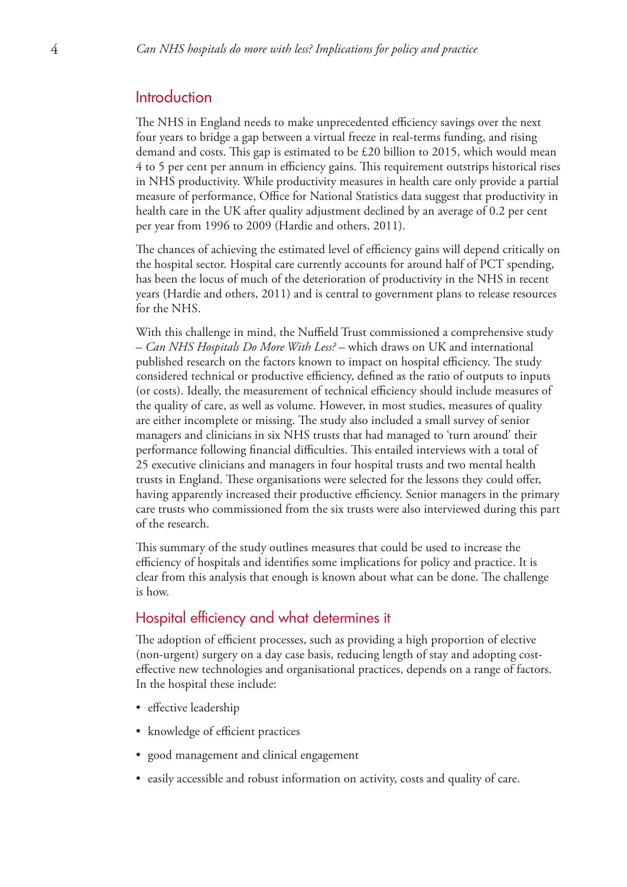## Introduction

The NHS in England needs to make unprecedented efficiency savings over the next four years to bridge a gap between a virtual freeze in real-terms funding, and rising demand and costs. This gap is estimated to be £20 billion to 2015, which would mean 4 to 5 per cent per annum in efficiency gains. This requirement outstrips historical rises in NHS productivity. While productivity measures in health care only provide a partial measure of performance, Office for National Statistics data suggest that productivity in health care in the UK after quality adjustment declined by an average of 0.2 per cent per year from 1996 to 2009 (Hardie and others, 2011).

The chances of achieving the estimated level of efficiency gains will depend critically on the hospital sector. Hospital care currently accounts for around half of PCT spending, has been the locus of much of the deterioration of productivity in the NHS in recent years (Hardie and others, 2011) and is central to government plans to release resources for the NHS.

With this challenge in mind, the Nuffield Trust commissioned a comprehensive study – *Can NHS Hospitals Do More With Less?* – which draws on UK and international published research on the factors known to impact on hospital efficiency. The study considered technical or productive efficiency, defined as the ratio of outputs to inputs (or costs). Ideally, the measurement of technical efficiency should include measures of the quality of care, as well as volume. However, in most studies, measures of quality are either incomplete or missing. The study also included a small survey of senior managers and clinicians in six NHS trusts that had managed to 'turn around' their performance following financial difficulties. This entailed interviews with a total of 25 executive clinicians and managers in four hospital trusts and two mental health trusts in England. These organisations were selected for the lessons they could offer, having apparently increased their productive efficiency. Senior managers in the primary care trusts who commissioned from the six trusts were also interviewed during this part of the research.

This summary of the study outlines measures that could be used to increase the efficiency of hospitals and identifies some implications for policy and practice. It is clear from this analysis that enough is known about what can be done. The challenge is how.

## Hospital efficiency and what determines it

The adoption of efficient processes, such as providing a high proportion of elective (non-urgent) surgery on a day case basis, reducing length of stay and adopting cost-effective new technologies and organisational practices, depends on a range of factors. In the hospital these include:

- effective leadership
- knowledge of efficient practices
- good management and clinical engagement
- easily accessible and robust information on activity, costs and quality of care.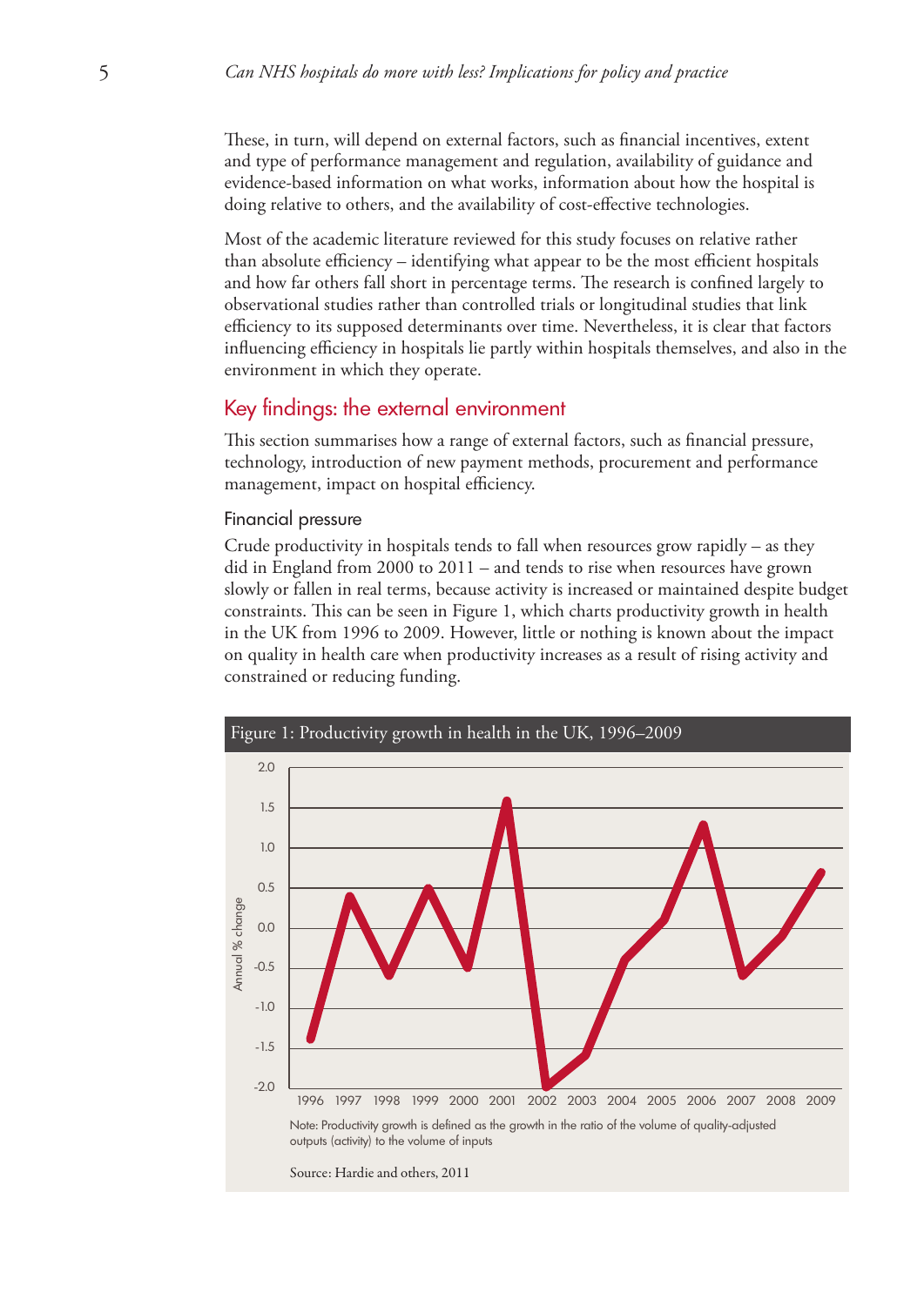These, in turn, will depend on external factors, such as financial incentives, extent and type of performance management and regulation, availability of guidance and evidence-based information on what works, information about how the hospital is doing relative to others, and the availability of cost-effective technologies.

Most of the academic literature reviewed for this study focuses on relative rather than absolute efficiency – identifying what appear to be the most efficient hospitals and how far others fall short in percentage terms. The research is confined largely to observational studies rather than controlled trials or longitudinal studies that link efficiency to its supposed determinants over time. Nevertheless, it is clear that factors influencing efficiency in hospitals lie partly within hospitals themselves, and also in the environment in which they operate.

## Key findings: the external environment

This section summarises how a range of external factors, such as financial pressure, technology, introduction of new payment methods, procurement and performance management, impact on hospital efficiency.

### Financial pressure

Crude productivity in hospitals tends to fall when resources grow rapidly – as they did in England from 2000 to 2011 – and tends to rise when resources have grown slowly or fallen in real terms, because activity is increased or maintained despite budget constraints. This can be seen in Figure 1, which charts productivity growth in health in the UK from 1996 to 2009. However, little or nothing is known about the impact on quality in health care when productivity increases as a result of rising activity and constrained or reducing funding.

Figure 1: Productivity growth in health in the UK, 1996–2009

Note: Productivity growth is defined as the growth in the ratio of the volume of quality-adjusted outputs (activity) to the volume of inputs

Source: Hardie and others, 2011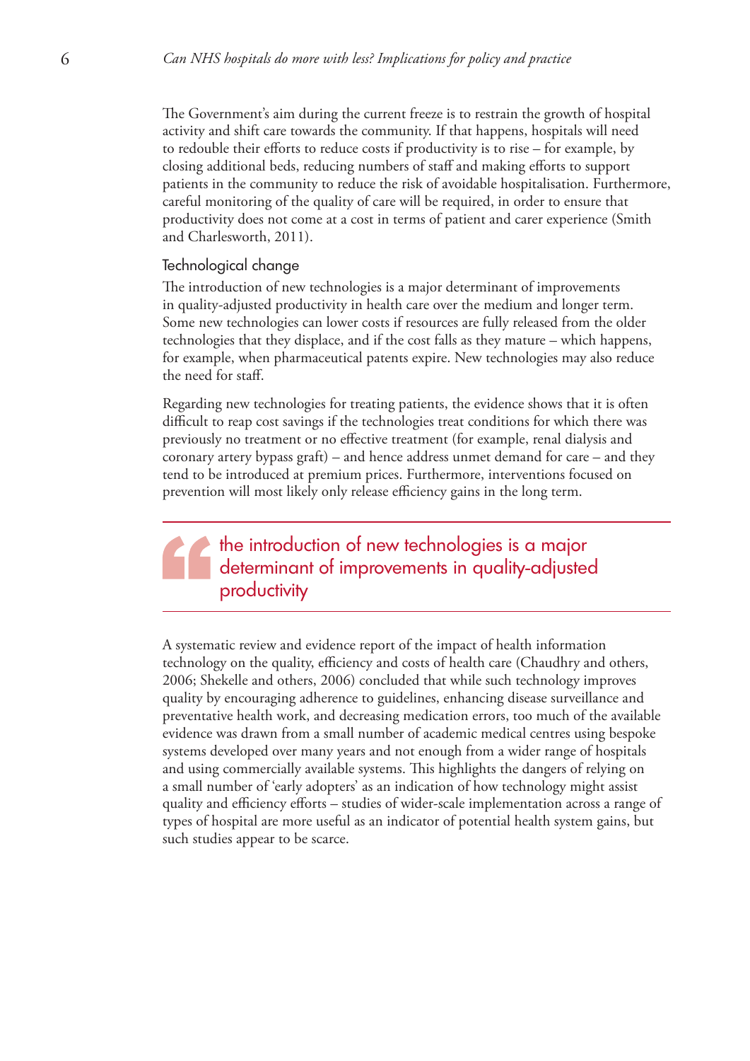The Government's aim during the current freeze is to restrain the growth of hospital activity and shift care towards the community. If that happens, hospitals will need to redouble their efforts to reduce costs if productivity is to rise – for example, by closing additional beds, reducing numbers of staff and making efforts to support patients in the community to reduce the risk of avoidable hospitalisation. Furthermore, careful monitoring of the quality of care will be required, in order to ensure that productivity does not come at a cost in terms of patient and carer experience (Smith and Charlesworth, 2011).

### Technological change

The introduction of new technologies is a major determinant of improvements in quality-adjusted productivity in health care over the medium and longer term. Some new technologies can lower costs if resources are fully released from the older technologies that they displace, and if the cost falls as they mature – which happens, for example, when pharmaceutical patents expire. New technologies may also reduce the need for staff.

Regarding new technologies for treating patients, the evidence shows that it is often difficult to reap cost savings if the technologies treat conditions for which there was previously no treatment or no effective treatment (for example, renal dialysis and coronary artery bypass graft) – and hence address unmet demand for care – and they tend to be introduced at premium prices. Furthermore, interventions focused on prevention will most likely only release efficiency gains in the long term.

> the introduction of new technologies is a major determinant of improvements in quality-adjusted productivity

A systematic review and evidence report of the impact of health information technology on the quality, efficiency and costs of health care (Chaudhry and others, 2006; Shekelle and others, 2006) concluded that while such technology improves quality by encouraging adherence to guidelines, enhancing disease surveillance and preventative health work, and decreasing medication errors, too much of the available evidence was drawn from a small number of academic medical centres using bespoke systems developed over many years and not enough from a wider range of hospitals and using commercially available systems. This highlights the dangers of relying on a small number of 'early adopters' as an indication of how technology might assist quality and efficiency efforts – studies of wider-scale implementation across a range of types of hospital are more useful as an indicator of potential health system gains, but such studies appear to be scarce.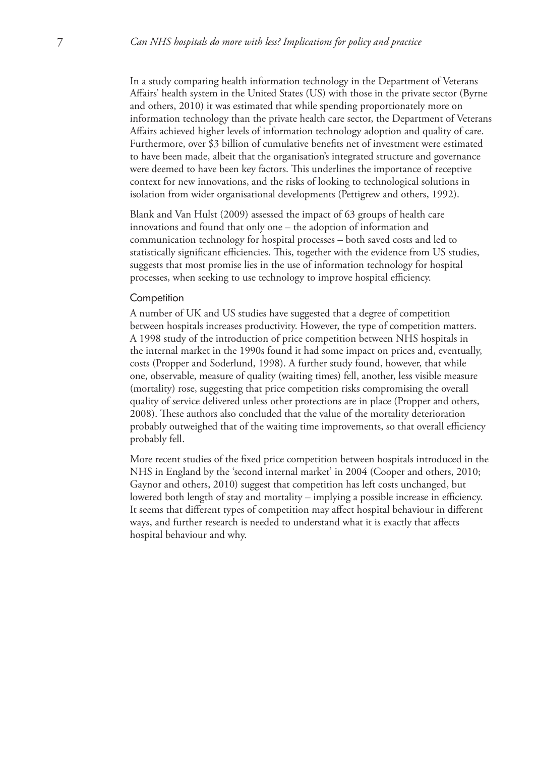In a study comparing health information technology in the Department of Veterans Affairs' health system in the United States (US) with those in the private sector (Byrne and others, 2010) it was estimated that while spending proportionately more on information technology than the private health care sector, the Department of Veterans Affairs achieved higher levels of information technology adoption and quality of care. Furthermore, over $3 billion of cumulative benefits net of investment were estimated to have been made, albeit that the organisation's integrated structure and governance were deemed to have been key factors. This underlines the importance of receptive context for new innovations, and the risks of looking to technological solutions in isolation from wider organisational developments (Pettigrew and others, 1992).

Blank and Van Hulst (2009) assessed the impact of 63 groups of health care innovations and found that only one – the adoption of information and communication technology for hospital processes – both saved costs and led to statistically significant efficiencies. This, together with the evidence from US studies, suggests that most promise lies in the use of information technology for hospital processes, when seeking to use technology to improve hospital efficiency.

### Competition

A number of UK and US studies have suggested that a degree of competition between hospitals increases productivity. However, the type of competition matters. A 1998 study of the introduction of price competition between NHS hospitals in the internal market in the 1990s found it had some impact on prices and, eventually, costs (Propper and Soderlund, 1998). A further study found, however, that while one, observable, measure of quality (waiting times) fell, another, less visible measure (mortality) rose, suggesting that price competition risks compromising the overall quality of service delivered unless other protections are in place (Propper and others, 2008). These authors also concluded that the value of the mortality deterioration probably outweighed that of the waiting time improvements, so that overall efficiency probably fell.

More recent studies of the fixed price competition between hospitals introduced in the NHS in England by the 'second internal market' in 2004 (Cooper and others, 2010; Gaynor and others, 2010) suggest that competition has left costs unchanged, but lowered both length of stay and mortality – implying a possible increase in efficiency. It seems that different types of competition may affect hospital behaviour in different ways, and further research is needed to understand what it is exactly that affects hospital behaviour and why.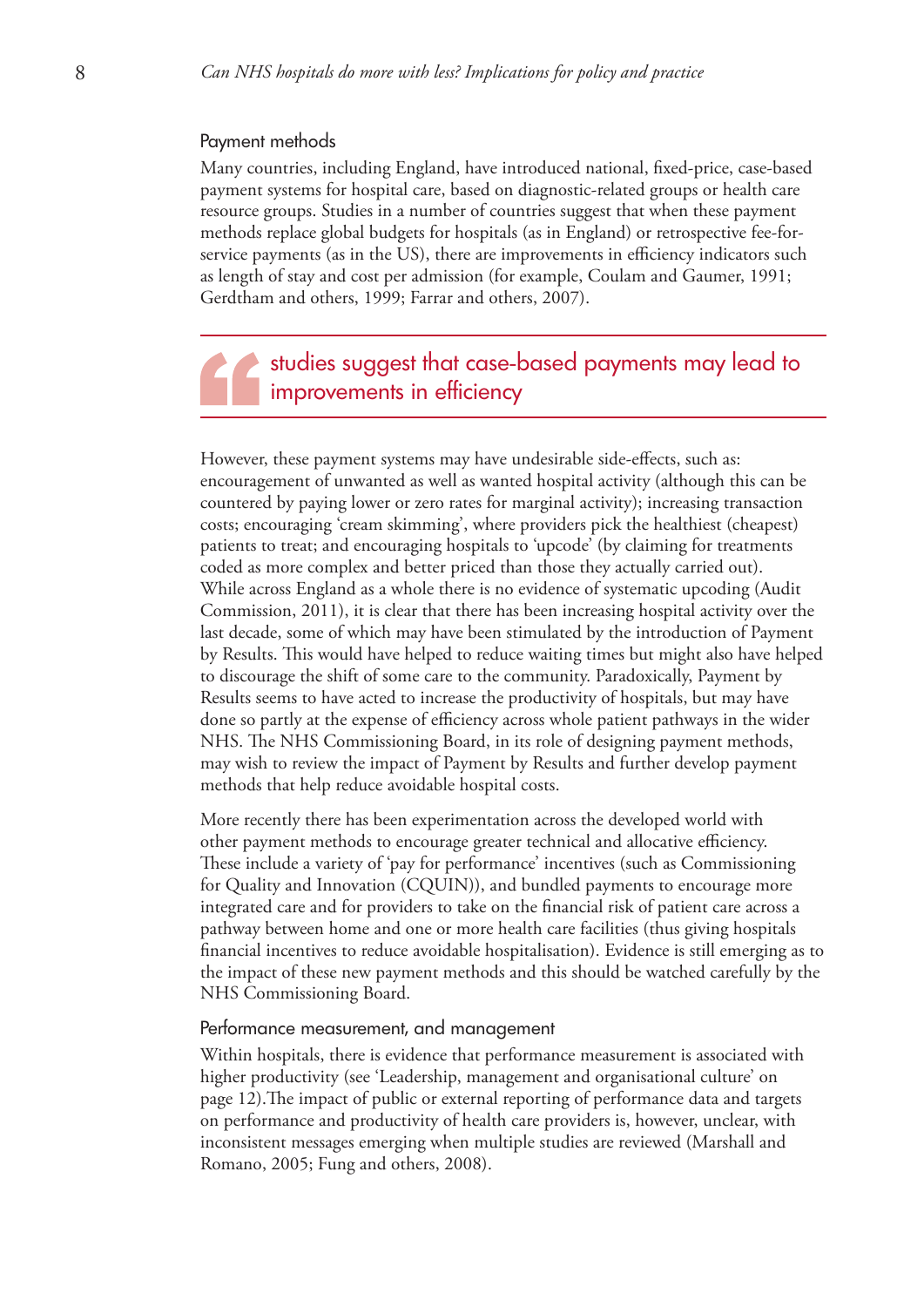### Payment methods

Many countries, including England, have introduced national, fixed-price, case-based payment systems for hospital care, based on diagnostic-related groups or health care resource groups. Studies in a number of countries suggest that when these payment methods replace global budgets for hospitals (as in England) or retrospective fee-for-service payments (as in the US), there are improvements in efficiency indicators such as length of stay and cost per admission (for example, Coulam and Gaumer, 1991; Gerdtham and others, 1999; Farrar and others, 2007).

> studies suggest that case-based payments may lead to improvements in efficiency

However, these payment systems may have undesirable side-effects, such as: encouragement of unwanted as well as wanted hospital activity (although this can be countered by paying lower or zero rates for marginal activity); increasing transaction costs; encouraging 'cream skimming', where providers pick the healthiest (cheapest) patients to treat; and encouraging hospitals to 'upcode' (by claiming for treatments coded as more complex and better priced than those they actually carried out). While across England as a whole there is no evidence of systematic upcoding (Audit Commission, 2011), it is clear that there has been increasing hospital activity over the last decade, some of which may have been stimulated by the introduction of Payment by Results. This would have helped to reduce waiting times but might also have helped to discourage the shift of some care to the community. Paradoxically, Payment by Results seems to have acted to increase the productivity of hospitals, but may have done so partly at the expense of efficiency across whole patient pathways in the wider NHS. The NHS Commissioning Board, in its role of designing payment methods, may wish to review the impact of Payment by Results and further develop payment methods that help reduce avoidable hospital costs.

More recently there has been experimentation across the developed world with other payment methods to encourage greater technical and allocative efficiency. These include a variety of 'pay for performance' incentives (such as Commissioning for Quality and Innovation (CQUIN)), and bundled payments to encourage more integrated care and for providers to take on the financial risk of patient care across a pathway between home and one or more health care facilities (thus giving hospitals financial incentives to reduce avoidable hospitalisation). Evidence is still emerging as to the impact of these new payment methods and this should be watched carefully by the NHS Commissioning Board.

### Performance measurement, and management

Within hospitals, there is evidence that performance measurement is associated with higher productivity (see 'Leadership, management and organisational culture' on page 12).The impact of public or external reporting of performance data and targets on performance and productivity of health care providers is, however, unclear, with inconsistent messages emerging when multiple studies are reviewed (Marshall and Romano, 2005; Fung and others, 2008).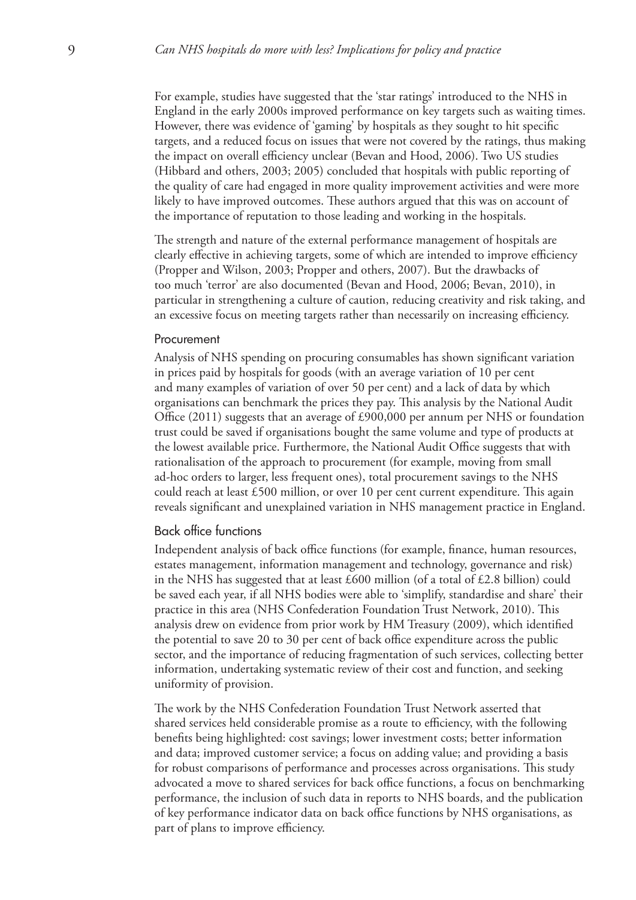For example, studies have suggested that the 'star ratings' introduced to the NHS in England in the early 2000s improved performance on key targets such as waiting times. However, there was evidence of 'gaming' by hospitals as they sought to hit specific targets, and a reduced focus on issues that were not covered by the ratings, thus making the impact on overall efficiency unclear (Bevan and Hood, 2006). Two US studies (Hibbard and others, 2003; 2005) concluded that hospitals with public reporting of the quality of care had engaged in more quality improvement activities and were more likely to have improved outcomes. These authors argued that this was on account of the importance of reputation to those leading and working in the hospitals.

The strength and nature of the external performance management of hospitals are clearly effective in achieving targets, some of which are intended to improve efficiency (Propper and Wilson, 2003; Propper and others, 2007). But the drawbacks of too much 'terror' are also documented (Bevan and Hood, 2006; Bevan, 2010), in particular in strengthening a culture of caution, reducing creativity and risk taking, and an excessive focus on meeting targets rather than necessarily on increasing efficiency.

### Procurement

Analysis of NHS spending on procuring consumables has shown significant variation in prices paid by hospitals for goods (with an average variation of 10 per cent and many examples of variation of over 50 per cent) and a lack of data by which organisations can benchmark the prices they pay. This analysis by the National Audit Office (2011) suggests that an average of £900,000 per annum per NHS or foundation trust could be saved if organisations bought the same volume and type of products at the lowest available price. Furthermore, the National Audit Office suggests that with rationalisation of the approach to procurement (for example, moving from small ad-hoc orders to larger, less frequent ones), total procurement savings to the NHS could reach at least £500 million, or over 10 per cent current expenditure. This again reveals significant and unexplained variation in NHS management practice in England.

### Back office functions

Independent analysis of back office functions (for example, finance, human resources, estates management, information management and technology, governance and risk) in the NHS has suggested that at least £600 million (of a total of £2.8 billion) could be saved each year, if all NHS bodies were able to 'simplify, standardise and share' their practice in this area (NHS Confederation Foundation Trust Network, 2010). This analysis drew on evidence from prior work by HM Treasury (2009), which identified the potential to save 20 to 30 per cent of back office expenditure across the public sector, and the importance of reducing fragmentation of such services, collecting better information, undertaking systematic review of their cost and function, and seeking uniformity of provision.

The work by the NHS Confederation Foundation Trust Network asserted that shared services held considerable promise as a route to efficiency, with the following benefits being highlighted: cost savings; lower investment costs; better information and data; improved customer service; a focus on adding value; and providing a basis for robust comparisons of performance and processes across organisations. This study advocated a move to shared services for back office functions, a focus on benchmarking performance, the inclusion of such data in reports to NHS boards, and the publication of key performance indicator data on back office functions by NHS organisations, as part of plans to improve efficiency.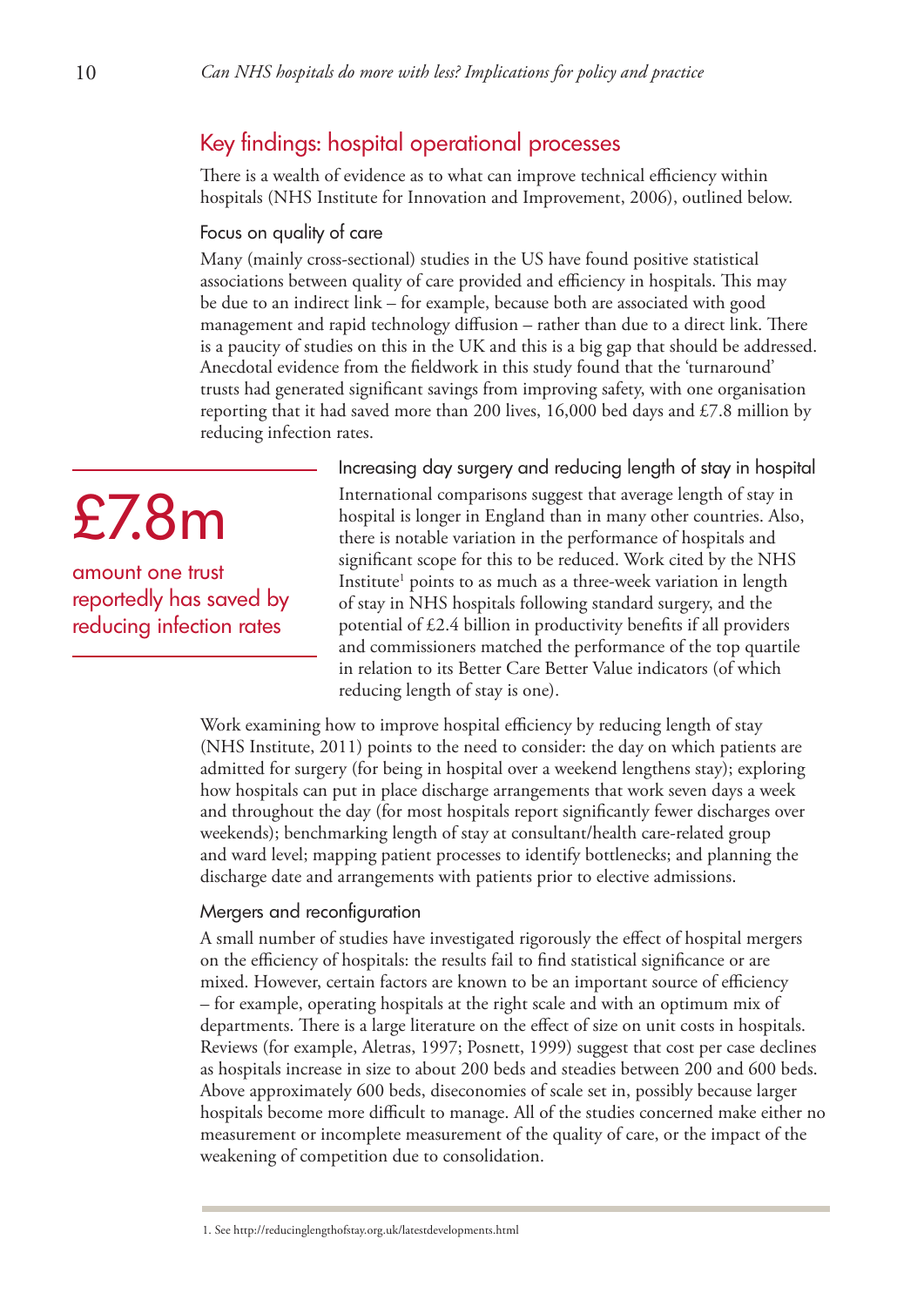## Key findings: hospital operational processes

There is a wealth of evidence as to what can improve technical efficiency within hospitals (NHS Institute for Innovation and Improvement, 2006), outlined below.

### Focus on quality of care

Many (mainly cross-sectional) studies in the US have found positive statistical associations between quality of care provided and efficiency in hospitals. This may be due to an indirect link – for example, because both are associated with good management and rapid technology diffusion – rather than due to a direct link. There is a paucity of studies on this in the UK and this is a big gap that should be addressed. Anecdotal evidence from the fieldwork in this study found that the 'turnaround' trusts had generated significant savings from improving safety, with one organisation reporting that it had saved more than 200 lives, 16,000 bed days and £7.8 million by reducing infection rates.

> **£7.8m**
>
> amount one trust reportedly has saved by reducing infection rates

### Increasing day surgery and reducing length of stay in hospital

International comparisons suggest that average length of stay in hospital is longer in England than in many other countries. Also, there is notable variation in the performance of hospitals and significant scope for this to be reduced. Work cited by the NHS Institute[1] points to as much as a three-week variation in length of stay in NHS hospitals following standard surgery, and the potential of £2.4 billion in productivity benefits if all providers and commissioners matched the performance of the top quartile in relation to its Better Care Better Value indicators (of which reducing length of stay is one).

Work examining how to improve hospital efficiency by reducing length of stay (NHS Institute, 2011) points to the need to consider: the day on which patients are admitted for surgery (for being in hospital over a weekend lengthens stay); exploring how hospitals can put in place discharge arrangements that work seven days a week and throughout the day (for most hospitals report significantly fewer discharges over weekends); benchmarking length of stay at consultant/health care-related group and ward level; mapping patient processes to identify bottlenecks; and planning the discharge date and arrangements with patients prior to elective admissions.

### Mergers and reconfiguration

A small number of studies have investigated rigorously the effect of hospital mergers on the efficiency of hospitals: the results fail to find statistical significance or are mixed. However, certain factors are known to be an important source of efficiency – for example, operating hospitals at the right scale and with an optimum mix of departments. There is a large literature on the effect of size on unit costs in hospitals. Reviews (for example, Aletras, 1997; Posnett, 1999) suggest that cost per case declines as hospitals increase in size to about 200 beds and steadies between 200 and 600 beds. Above approximately 600 beds, diseconomies of scale set in, possibly because larger hospitals become more difficult to manage. All of the studies concerned make either no measurement or incomplete measurement of the quality of care, or the impact of the weakening of competition due to consolidation.

1. See http://reducinglengthofstay.org.uk/latestdevelopments.html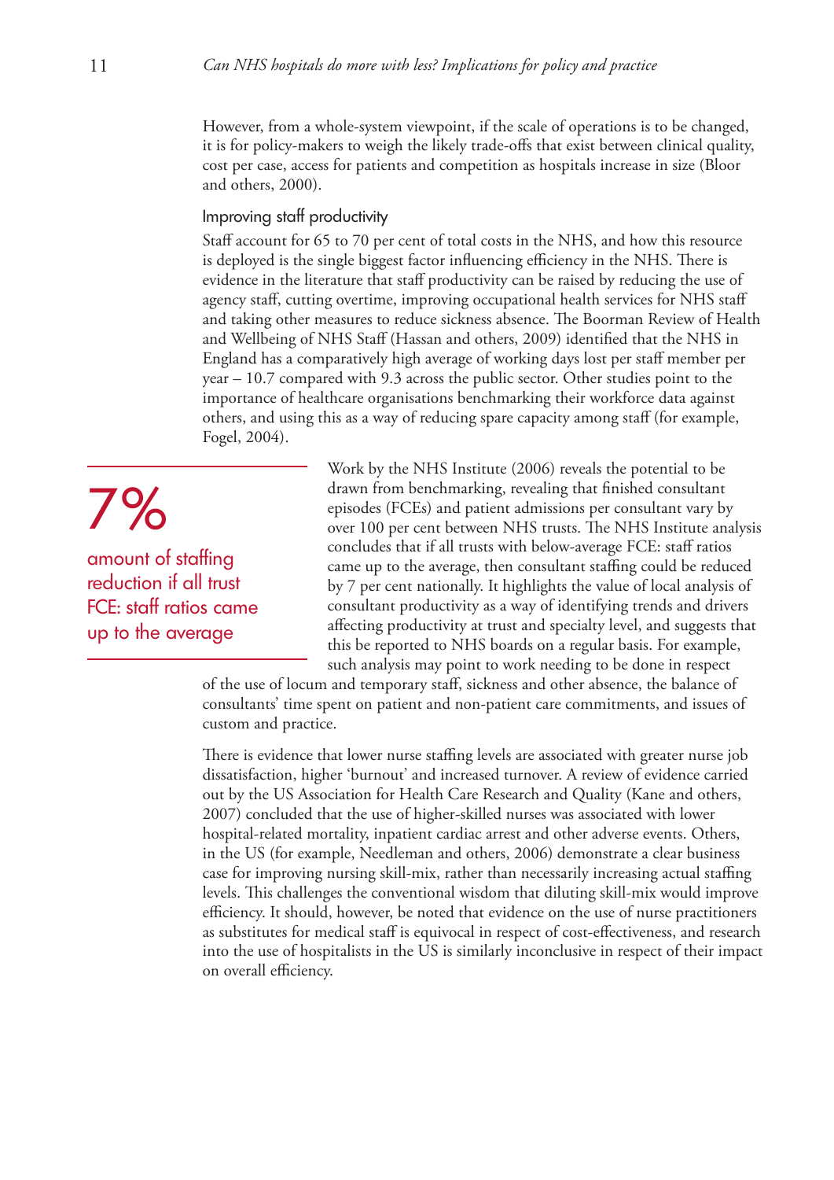However, from a whole-system viewpoint, if the scale of operations is to be changed, it is for policy-makers to weigh the likely trade-offs that exist between clinical quality, cost per case, access for patients and competition as hospitals increase in size (Bloor and others, 2000).

### Improving staff productivity

Staff account for 65 to 70 per cent of total costs in the NHS, and how this resource is deployed is the single biggest factor influencing efficiency in the NHS. There is evidence in the literature that staff productivity can be raised by reducing the use of agency staff, cutting overtime, improving occupational health services for NHS staff and taking other measures to reduce sickness absence. The Boorman Review of Health and Wellbeing of NHS Staff (Hassan and others, 2009) identified that the NHS in England has a comparatively high average of working days lost per staff member per year – 10.7 compared with 9.3 across the public sector. Other studies point to the importance of healthcare organisations benchmarking their workforce data against others, and using this as a way of reducing spare capacity among staff (for example, Fogel, 2004).

> **7%**
>
> amount of staffing reduction if all trust FCE: staff ratios came up to the average

Work by the NHS Institute (2006) reveals the potential to be drawn from benchmarking, revealing that finished consultant episodes (FCEs) and patient admissions per consultant vary by over 100 per cent between NHS trusts. The NHS Institute analysis concludes that if all trusts with below-average FCE: staff ratios came up to the average, then consultant staffing could be reduced by 7 per cent nationally. It highlights the value of local analysis of consultant productivity as a way of identifying trends and drivers affecting productivity at trust and specialty level, and suggests that this be reported to NHS boards on a regular basis. For example, such analysis may point to work needing to be done in respect of the use of locum and temporary staff, sickness and other absence, the balance of consultants' time spent on patient and non-patient care commitments, and issues of custom and practice.

There is evidence that lower nurse staffing levels are associated with greater nurse job dissatisfaction, higher 'burnout' and increased turnover. A review of evidence carried out by the US Association for Health Care Research and Quality (Kane and others, 2007) concluded that the use of higher-skilled nurses was associated with lower hospital-related mortality, inpatient cardiac arrest and other adverse events. Others, in the US (for example, Needleman and others, 2006) demonstrate a clear business case for improving nursing skill-mix, rather than necessarily increasing actual staffing levels. This challenges the conventional wisdom that diluting skill-mix would improve efficiency. It should, however, be noted that evidence on the use of nurse practitioners as substitutes for medical staff is equivocal in respect of cost-effectiveness, and research into the use of hospitalists in the US is similarly inconclusive in respect of their impact on overall efficiency.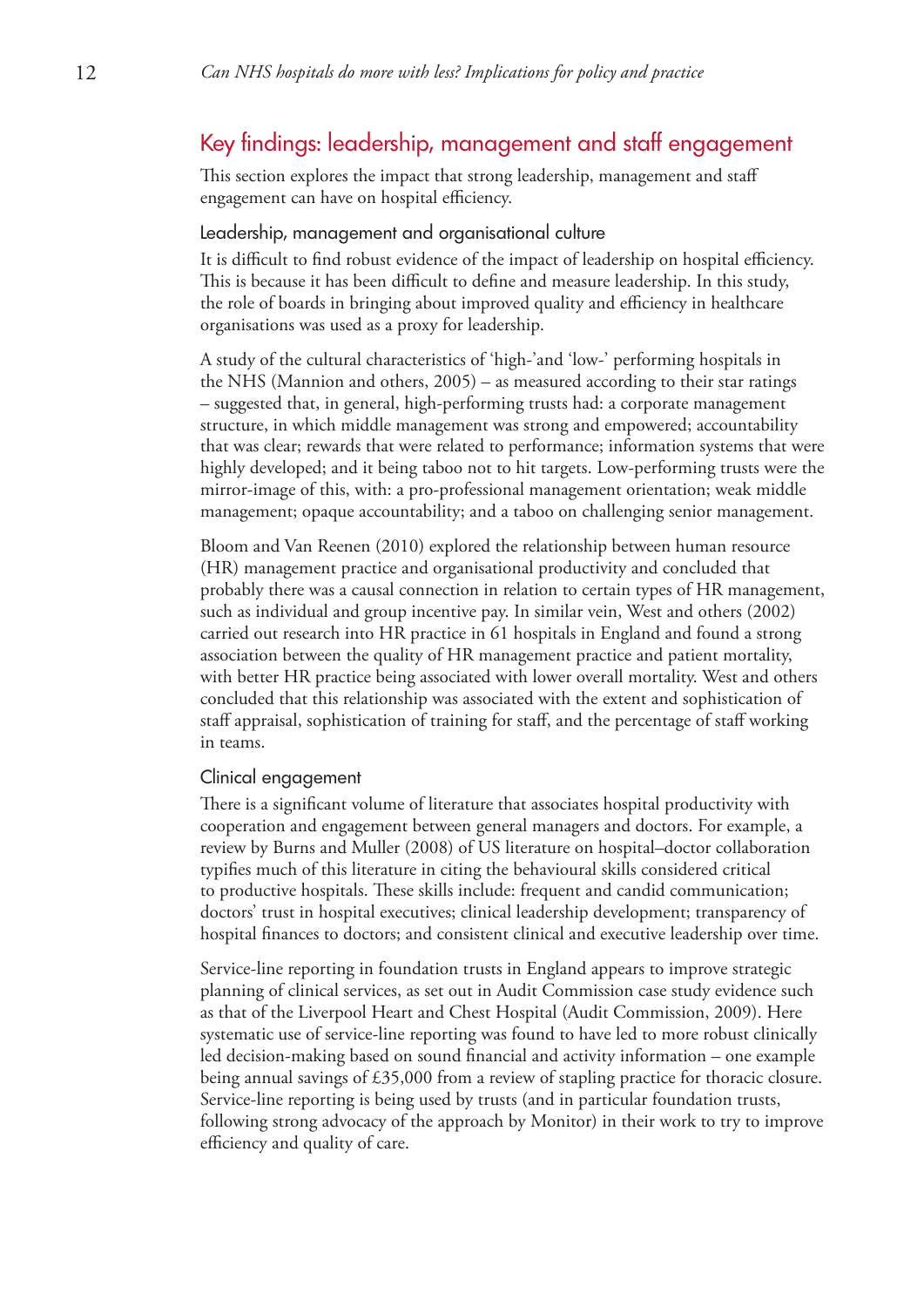## Key findings: leadership, management and staff engagement

This section explores the impact that strong leadership, management and staff engagement can have on hospital efficiency.

### Leadership, management and organisational culture

It is difficult to find robust evidence of the impact of leadership on hospital efficiency. This is because it has been difficult to define and measure leadership. In this study, the role of boards in bringing about improved quality and efficiency in healthcare organisations was used as a proxy for leadership.

A study of the cultural characteristics of 'high-'and 'low-' performing hospitals in the NHS (Mannion and others, 2005) – as measured according to their star ratings – suggested that, in general, high-performing trusts had: a corporate management structure, in which middle management was strong and empowered; accountability that was clear; rewards that were related to performance; information systems that were highly developed; and it being taboo not to hit targets. Low-performing trusts were the mirror-image of this, with: a pro-professional management orientation; weak middle management; opaque accountability; and a taboo on challenging senior management.

Bloom and Van Reenen (2010) explored the relationship between human resource (HR) management practice and organisational productivity and concluded that probably there was a causal connection in relation to certain types of HR management, such as individual and group incentive pay. In similar vein, West and others (2002) carried out research into HR practice in 61 hospitals in England and found a strong association between the quality of HR management practice and patient mortality, with better HR practice being associated with lower overall mortality. West and others concluded that this relationship was associated with the extent and sophistication of staff appraisal, sophistication of training for staff, and the percentage of staff working in teams.

### Clinical engagement

There is a significant volume of literature that associates hospital productivity with cooperation and engagement between general managers and doctors. For example, a review by Burns and Muller (2008) of US literature on hospital–doctor collaboration typifies much of this literature in citing the behavioural skills considered critical to productive hospitals. These skills include: frequent and candid communication; doctors' trust in hospital executives; clinical leadership development; transparency of hospital finances to doctors; and consistent clinical and executive leadership over time.

Service-line reporting in foundation trusts in England appears to improve strategic planning of clinical services, as set out in Audit Commission case study evidence such as that of the Liverpool Heart and Chest Hospital (Audit Commission, 2009). Here systematic use of service-line reporting was found to have led to more robust clinically led decision-making based on sound financial and activity information – one example being annual savings of £35,000 from a review of stapling practice for thoracic closure. Service-line reporting is being used by trusts (and in particular foundation trusts, following strong advocacy of the approach by Monitor) in their work to try to improve efficiency and quality of care.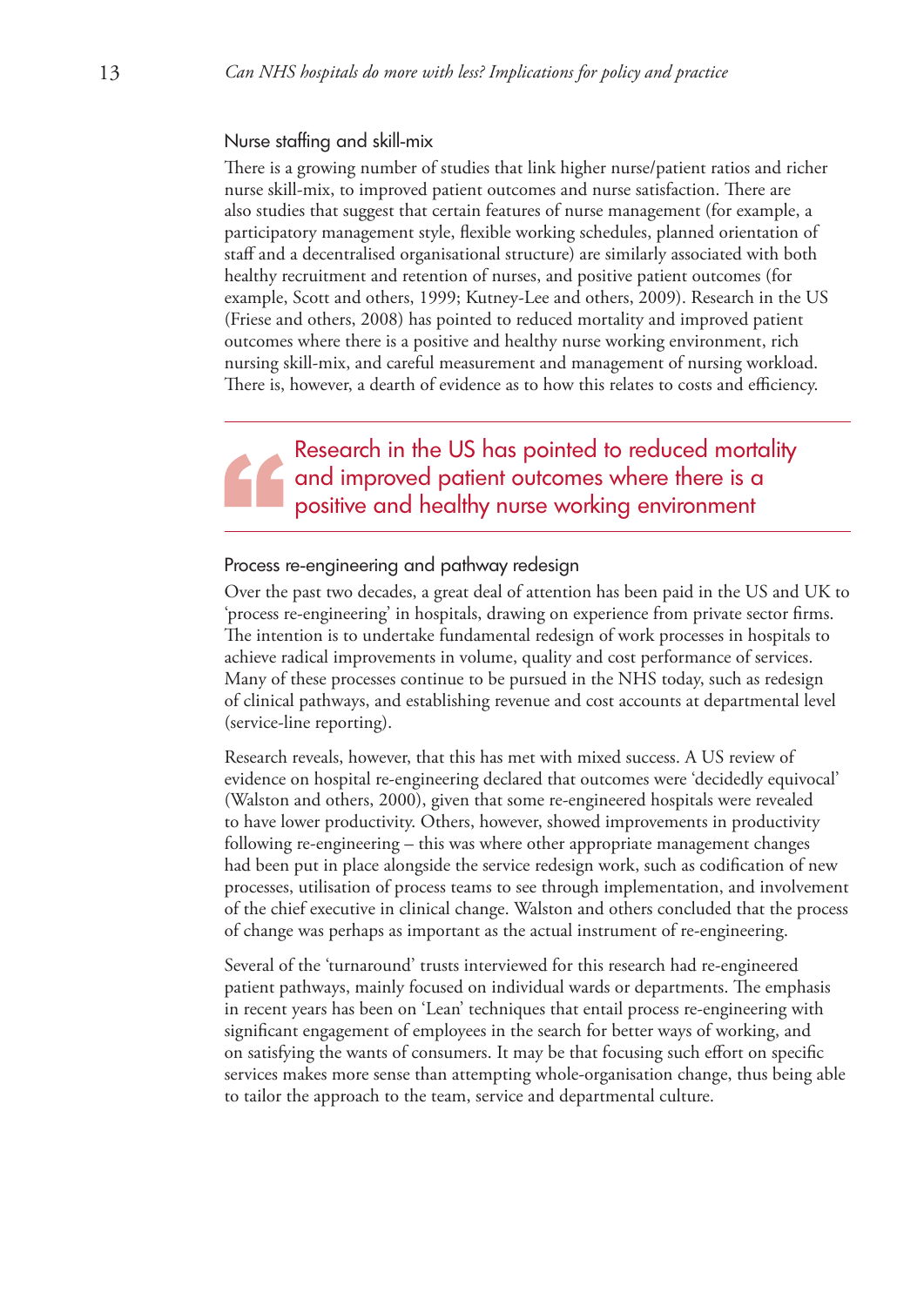### Nurse staffing and skill-mix

There is a growing number of studies that link higher nurse/patient ratios and richer nurse skill-mix, to improved patient outcomes and nurse satisfaction. There are also studies that suggest that certain features of nurse management (for example, a participatory management style, flexible working schedules, planned orientation of staff and a decentralised organisational structure) are similarly associated with both healthy recruitment and retention of nurses, and positive patient outcomes (for example, Scott and others, 1999; Kutney-Lee and others, 2009). Research in the US (Friese and others, 2008) has pointed to reduced mortality and improved patient outcomes where there is a positive and healthy nurse working environment, rich nursing skill-mix, and careful measurement and management of nursing workload. There is, however, a dearth of evidence as to how this relates to costs and efficiency.

> Research in the US has pointed to reduced mortality and improved patient outcomes where there is a positive and healthy nurse working environment

### Process re-engineering and pathway redesign

Over the past two decades, a great deal of attention has been paid in the US and UK to 'process re-engineering' in hospitals, drawing on experience from private sector firms. The intention is to undertake fundamental redesign of work processes in hospitals to achieve radical improvements in volume, quality and cost performance of services. Many of these processes continue to be pursued in the NHS today, such as redesign of clinical pathways, and establishing revenue and cost accounts at departmental level (service-line reporting).

Research reveals, however, that this has met with mixed success. A US review of evidence on hospital re-engineering declared that outcomes were 'decidedly equivocal' (Walston and others, 2000), given that some re-engineered hospitals were revealed to have lower productivity. Others, however, showed improvements in productivity following re-engineering – this was where other appropriate management changes had been put in place alongside the service redesign work, such as codification of new processes, utilisation of process teams to see through implementation, and involvement of the chief executive in clinical change. Walston and others concluded that the process of change was perhaps as important as the actual instrument of re-engineering.

Several of the 'turnaround' trusts interviewed for this research had re-engineered patient pathways, mainly focused on individual wards or departments. The emphasis in recent years has been on 'Lean' techniques that entail process re-engineering with significant engagement of employees in the search for better ways of working, and on satisfying the wants of consumers. It may be that focusing such effort on specific services makes more sense than attempting whole-organisation change, thus being able to tailor the approach to the team, service and departmental culture.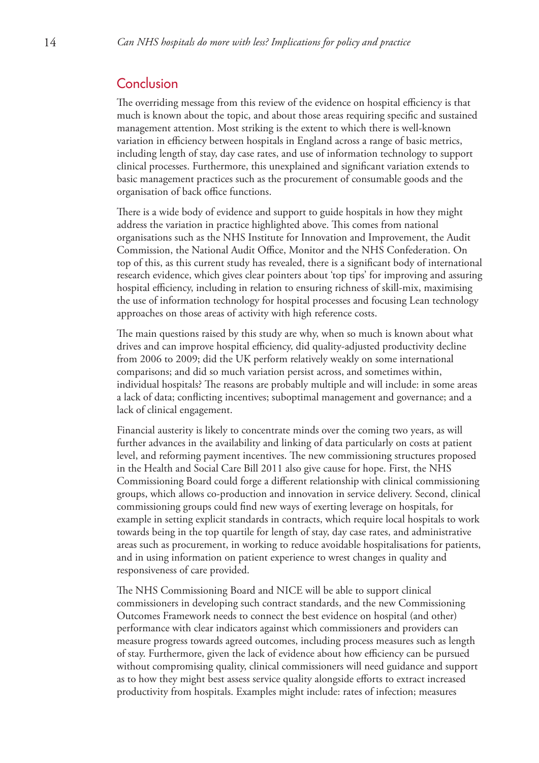## Conclusion

The overriding message from this review of the evidence on hospital efficiency is that much is known about the topic, and about those areas requiring specific and sustained management attention. Most striking is the extent to which there is well-known variation in efficiency between hospitals in England across a range of basic metrics, including length of stay, day case rates, and use of information technology to support clinical processes. Furthermore, this unexplained and significant variation extends to basic management practices such as the procurement of consumable goods and the organisation of back office functions.

There is a wide body of evidence and support to guide hospitals in how they might address the variation in practice highlighted above. This comes from national organisations such as the NHS Institute for Innovation and Improvement, the Audit Commission, the National Audit Office, Monitor and the NHS Confederation. On top of this, as this current study has revealed, there is a significant body of international research evidence, which gives clear pointers about 'top tips' for improving and assuring hospital efficiency, including in relation to ensuring richness of skill-mix, maximising the use of information technology for hospital processes and focusing Lean technology approaches on those areas of activity with high reference costs.

The main questions raised by this study are why, when so much is known about what drives and can improve hospital efficiency, did quality-adjusted productivity decline from 2006 to 2009; did the UK perform relatively weakly on some international comparisons; and did so much variation persist across, and sometimes within, individual hospitals? The reasons are probably multiple and will include: in some areas a lack of data; conflicting incentives; suboptimal management and governance; and a lack of clinical engagement.

Financial austerity is likely to concentrate minds over the coming two years, as will further advances in the availability and linking of data particularly on costs at patient level, and reforming payment incentives. The new commissioning structures proposed in the Health and Social Care Bill 2011 also give cause for hope. First, the NHS Commissioning Board could forge a different relationship with clinical commissioning groups, which allows co-production and innovation in service delivery. Second, clinical commissioning groups could find new ways of exerting leverage on hospitals, for example in setting explicit standards in contracts, which require local hospitals to work towards being in the top quartile for length of stay, day case rates, and administrative areas such as procurement, in working to reduce avoidable hospitalisations for patients, and in using information on patient experience to wrest changes in quality and responsiveness of care provided.

The NHS Commissioning Board and NICE will be able to support clinical commissioners in developing such contract standards, and the new Commissioning Outcomes Framework needs to connect the best evidence on hospital (and other) performance with clear indicators against which commissioners and providers can measure progress towards agreed outcomes, including process measures such as length of stay. Furthermore, given the lack of evidence about how efficiency can be pursued without compromising quality, clinical commissioners will need guidance and support as to how they might best assess service quality alongside efforts to extract increased productivity from hospitals. Examples might include: rates of infection; measures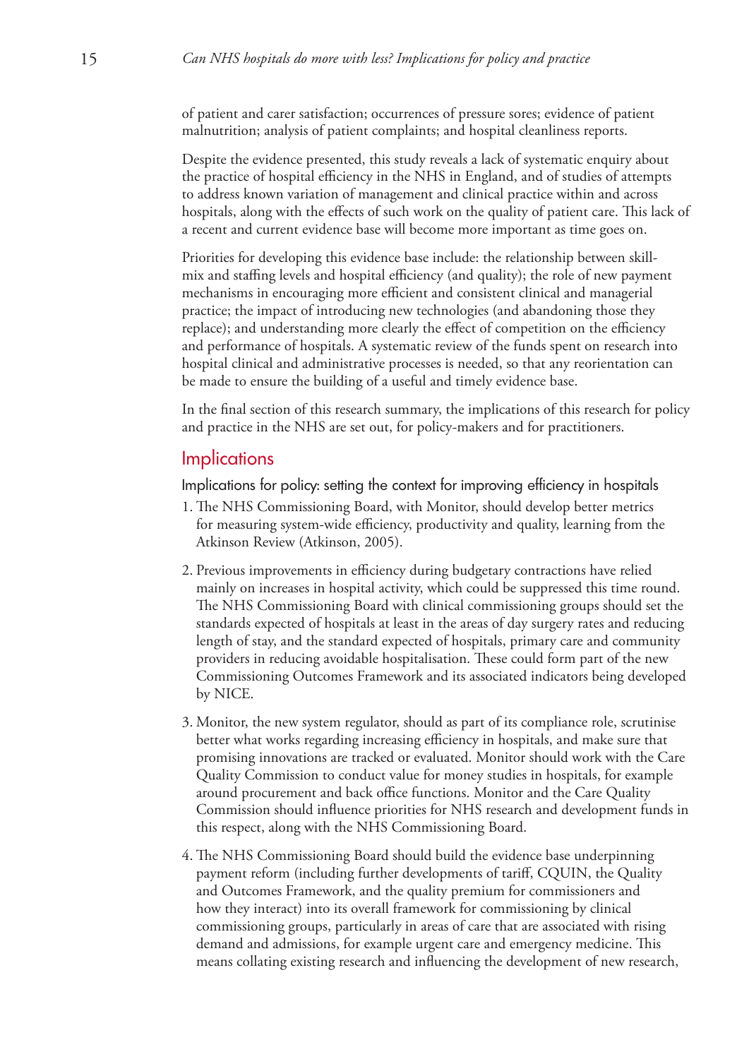of patient and carer satisfaction; occurrences of pressure sores; evidence of patient malnutrition; analysis of patient complaints; and hospital cleanliness reports.

Despite the evidence presented, this study reveals a lack of systematic enquiry about the practice of hospital efficiency in the NHS in England, and of studies of attempts to address known variation of management and clinical practice within and across hospitals, along with the effects of such work on the quality of patient care. This lack of a recent and current evidence base will become more important as time goes on.

Priorities for developing this evidence base include: the relationship between skill-mix and staffing levels and hospital efficiency (and quality); the role of new payment mechanisms in encouraging more efficient and consistent clinical and managerial practice; the impact of introducing new technologies (and abandoning those they replace); and understanding more clearly the effect of competition on the efficiency and performance of hospitals. A systematic review of the funds spent on research into hospital clinical and administrative processes is needed, so that any reorientation can be made to ensure the building of a useful and timely evidence base.

In the final section of this research summary, the implications of this research for policy and practice in the NHS are set out, for policy-makers and for practitioners.

## Implications

### Implications for policy: setting the context for improving efficiency in hospitals

1. The NHS Commissioning Board, with Monitor, should develop better metrics for measuring system-wide efficiency, productivity and quality, learning from the Atkinson Review (Atkinson, 2005).

2. Previous improvements in efficiency during budgetary contractions have relied mainly on increases in hospital activity, which could be suppressed this time round. The NHS Commissioning Board with clinical commissioning groups should set the standards expected of hospitals at least in the areas of day surgery rates and reducing length of stay, and the standard expected of hospitals, primary care and community providers in reducing avoidable hospitalisation. These could form part of the new Commissioning Outcomes Framework and its associated indicators being developed by NICE.

3. Monitor, the new system regulator, should as part of its compliance role, scrutinise better what works regarding increasing efficiency in hospitals, and make sure that promising innovations are tracked or evaluated. Monitor should work with the Care Quality Commission to conduct value for money studies in hospitals, for example around procurement and back office functions. Monitor and the Care Quality Commission should influence priorities for NHS research and development funds in this respect, along with the NHS Commissioning Board.

4. The NHS Commissioning Board should build the evidence base underpinning payment reform (including further developments of tariff, CQUIN, the Quality and Outcomes Framework, and the quality premium for commissioners and how they interact) into its overall framework for commissioning by clinical commissioning groups, particularly in areas of care that are associated with rising demand and admissions, for example urgent care and emergency medicine. This means collating existing research and influencing the development of new research,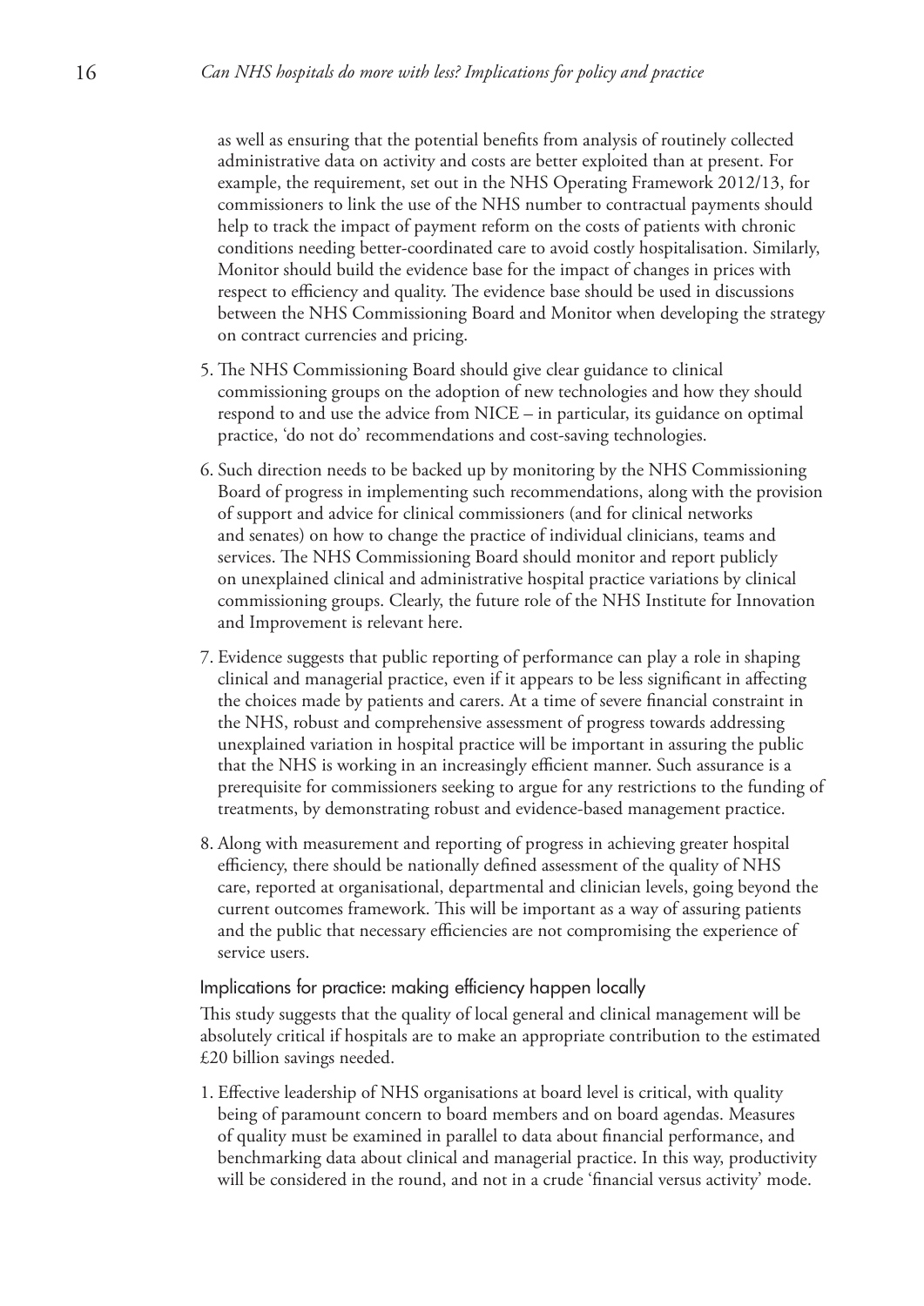as well as ensuring that the potential benefits from analysis of routinely collected administrative data on activity and costs are better exploited than at present. For example, the requirement, set out in the NHS Operating Framework 2012/13, for commissioners to link the use of the NHS number to contractual payments should help to track the impact of payment reform on the costs of patients with chronic conditions needing better-coordinated care to avoid costly hospitalisation. Similarly, Monitor should build the evidence base for the impact of changes in prices with respect to efficiency and quality. The evidence base should be used in discussions between the NHS Commissioning Board and Monitor when developing the strategy on contract currencies and pricing.

5. The NHS Commissioning Board should give clear guidance to clinical commissioning groups on the adoption of new technologies and how they should respond to and use the advice from NICE – in particular, its guidance on optimal practice, 'do not do' recommendations and cost-saving technologies.
6. Such direction needs to be backed up by monitoring by the NHS Commissioning Board of progress in implementing such recommendations, along with the provision of support and advice for clinical commissioners (and for clinical networks and senates) on how to change the practice of individual clinicians, teams and services. The NHS Commissioning Board should monitor and report publicly on unexplained clinical and administrative hospital practice variations by clinical commissioning groups. Clearly, the future role of the NHS Institute for Innovation and Improvement is relevant here.
7. Evidence suggests that public reporting of performance can play a role in shaping clinical and managerial practice, even if it appears to be less significant in affecting the choices made by patients and carers. At a time of severe financial constraint in the NHS, robust and comprehensive assessment of progress towards addressing unexplained variation in hospital practice will be important in assuring the public that the NHS is working in an increasingly efficient manner. Such assurance is a prerequisite for commissioners seeking to argue for any restrictions to the funding of treatments, by demonstrating robust and evidence-based management practice.
8. Along with measurement and reporting of progress in achieving greater hospital efficiency, there should be nationally defined assessment of the quality of NHS care, reported at organisational, departmental and clinician levels, going beyond the current outcomes framework. This will be important as a way of assuring patients and the public that necessary efficiencies are not compromising the experience of service users.

### Implications for practice: making efficiency happen locally

This study suggests that the quality of local general and clinical management will be absolutely critical if hospitals are to make an appropriate contribution to the estimated £20 billion savings needed.

1. Effective leadership of NHS organisations at board level is critical, with quality being of paramount concern to board members and on board agendas. Measures of quality must be examined in parallel to data about financial performance, and benchmarking data about clinical and managerial practice. In this way, productivity will be considered in the round, and not in a crude 'financial versus activity' mode.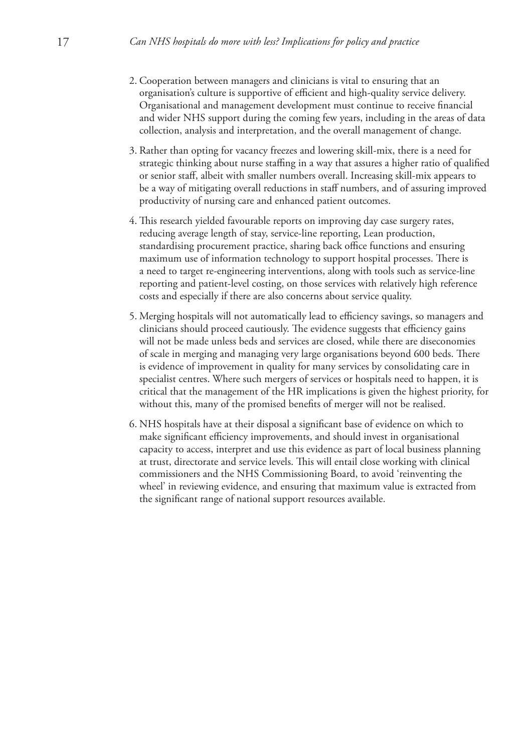2. Cooperation between managers and clinicians is vital to ensuring that an organisation's culture is supportive of efficient and high-quality service delivery. Organisational and management development must continue to receive financial and wider NHS support during the coming few years, including in the areas of data collection, analysis and interpretation, and the overall management of change.

3. Rather than opting for vacancy freezes and lowering skill-mix, there is a need for strategic thinking about nurse staffing in a way that assures a higher ratio of qualified or senior staff, albeit with smaller numbers overall. Increasing skill-mix appears to be a way of mitigating overall reductions in staff numbers, and of assuring improved productivity of nursing care and enhanced patient outcomes.

4. This research yielded favourable reports on improving day case surgery rates, reducing average length of stay, service-line reporting, Lean production, standardising procurement practice, sharing back office functions and ensuring maximum use of information technology to support hospital processes. There is a need to target re-engineering interventions, along with tools such as service-line reporting and patient-level costing, on those services with relatively high reference costs and especially if there are also concerns about service quality.

5. Merging hospitals will not automatically lead to efficiency savings, so managers and clinicians should proceed cautiously. The evidence suggests that efficiency gains will not be made unless beds and services are closed, while there are diseconomies of scale in merging and managing very large organisations beyond 600 beds. There is evidence of improvement in quality for many services by consolidating care in specialist centres. Where such mergers of services or hospitals need to happen, it is critical that the management of the HR implications is given the highest priority, for without this, many of the promised benefits of merger will not be realised.

6. NHS hospitals have at their disposal a significant base of evidence on which to make significant efficiency improvements, and should invest in organisational capacity to access, interpret and use this evidence as part of local business planning at trust, directorate and service levels. This will entail close working with clinical commissioners and the NHS Commissioning Board, to avoid 'reinventing the wheel' in reviewing evidence, and ensuring that maximum value is extracted from the significant range of national support resources available.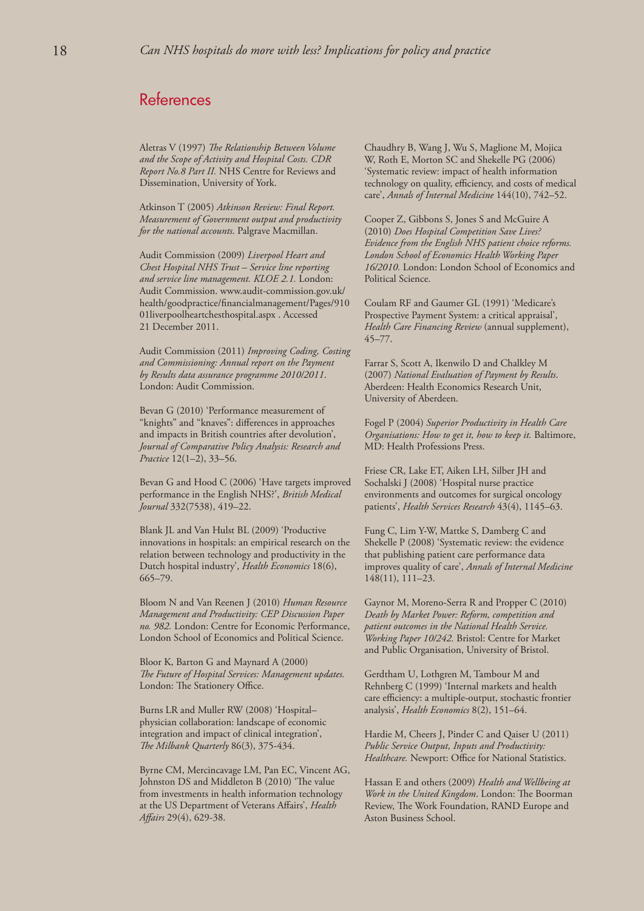## References

Aletras V (1997) *The Relationship Between Volume and the Scope of Activity and Hospital Costs. CDR Report No.8 Part II.* NHS Centre for Reviews and Dissemination, University of York.

Atkinson T (2005) *Atkinson Review: Final Report. Measurement of Government output and productivity for the national accounts.* Palgrave Macmillan.

Audit Commission (2009) *Liverpool Heart and Chest Hospital NHS Trust – Service line reporting and service line management. KLOE 2.1.* London: Audit Commission. www.audit-commission.gov.uk/health/goodpractice/financialmanagement/Pages/91001liverpoolheartchesthospital.aspx . Accessed 21 December 2011.

Audit Commission (2011) *Improving Coding, Costing and Commissioning: Annual report on the Payment by Results data assurance programme 2010/2011*. London: Audit Commission.

Bevan G (2010) 'Performance measurement of "knights" and "knaves": differences in approaches and impacts in British countries after devolution', *Journal of Comparative Policy Analysis: Research and Practice* 12(1–2), 33–56.

Bevan G and Hood C (2006) 'Have targets improved performance in the English NHS?', *British Medical Journal* 332(7538), 419–22.

Blank JL and Van Hulst BL (2009) 'Productive innovations in hospitals: an empirical research on the relation between technology and productivity in the Dutch hospital industry', *Health Economics* 18(6), 665–79.

Bloom N and Van Reenen J (2010) *Human Resource Management and Productivity: CEP Discussion Paper no. 982.* London: Centre for Economic Performance, London School of Economics and Political Science.

Bloor K, Barton G and Maynard A (2000) *The Future of Hospital Services: Management updates.* London: The Stationery Office.

Burns LR and Muller RW (2008) 'Hospital–physician collaboration: landscape of economic integration and impact of clinical integration', *The Milbank Quarterly* 86(3), 375-434.

Byrne CM, Mercincavage LM, Pan EC, Vincent AG, Johnston DS and Middleton B (2010) 'The value from investments in health information technology at the US Department of Veterans Affairs', *Health Affairs* 29(4), 629-38.

Chaudhry B, Wang J, Wu S, Maglione M, Mojica W, Roth E, Morton SC and Shekelle PG (2006) 'Systematic review: impact of health information technology on quality, efficiency, and costs of medical care', *Annals of Internal Medicine* 144(10), 742–52.

Cooper Z, Gibbons S, Jones S and McGuire A (2010) *Does Hospital Competition Save Lives? Evidence from the English NHS patient choice reforms. London School of Economics Health Working Paper 16/2010.* London: London School of Economics and Political Science.

Coulam RF and Gaumer GL (1991) 'Medicare's Prospective Payment System: a critical appraisal', *Health Care Financing Review* (annual supplement), 45–77.

Farrar S, Scott A, Ikenwilo D and Chalkley M (2007) *National Evaluation of Payment by Results*. Aberdeen: Health Economics Research Unit, University of Aberdeen.

Fogel P (2004) *Superior Productivity in Health Care Organisations: How to get it, how to keep it.* Baltimore, MD: Health Professions Press.

Friese CR, Lake ET, Aiken LH, Silber JH and Sochalski J (2008) 'Hospital nurse practice environments and outcomes for surgical oncology patients', *Health Services Research* 43(4), 1145–63.

Fung C, Lim Y-W, Mattke S, Damberg C and Shekelle P (2008) 'Systematic review: the evidence that publishing patient care performance data improves quality of care', *Annals of Internal Medicine* 148(11), 111–23.

Gaynor M, Moreno-Serra R and Propper C (2010) *Death by Market Power: Reform, competition and patient outcomes in the National Health Service. Working Paper 10/242.* Bristol: Centre for Market and Public Organisation, University of Bristol.

Gerdtham U, Lothgren M, Tambour M and Rehnberg C (1999) 'Internal markets and health care efficiency: a multiple-output, stochastic frontier analysis', *Health Economics* 8(2), 151–64.

Hardie M, Cheers J, Pinder C and Qaiser U (2011) *Public Service Output, Inputs and Productivity: Healthcare.* Newport: Office for National Statistics.

Hassan E and others (2009) *Health and Wellbeing at Work in the United Kingdom*. London: The Boorman Review, The Work Foundation, RAND Europe and Aston Business School.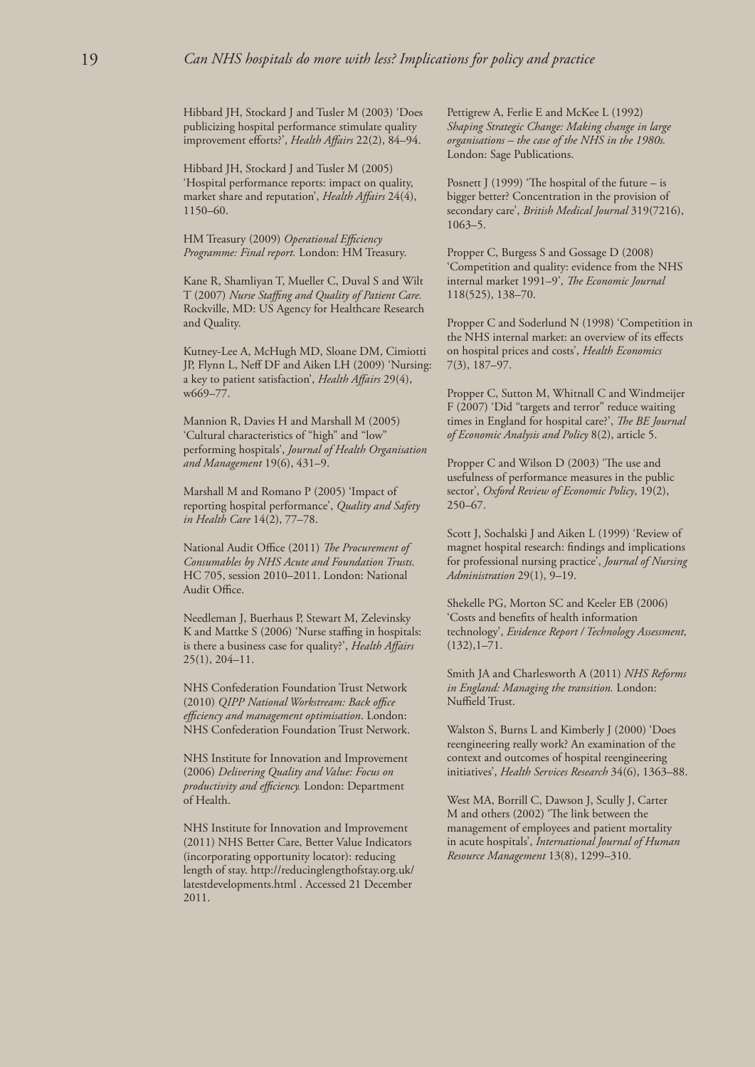Hibbard JH, Stockard J and Tusler M (2003) 'Does publicizing hospital performance stimulate quality improvement efforts?', *Health Affairs* 22(2), 84–94.

Hibbard JH, Stockard J and Tusler M (2005) 'Hospital performance reports: impact on quality, market share and reputation', *Health Affairs* 24(4), 1150–60.

HM Treasury (2009) *Operational Efficiency Programme: Final report.* London: HM Treasury.

Kane R, Shamliyan T, Mueller C, Duval S and Wilt T (2007) *Nurse Staffing and Quality of Patient Care.* Rockville, MD: US Agency for Healthcare Research and Quality.

Kutney-Lee A, McHugh MD, Sloane DM, Cimiotti JP, Flynn L, Neff DF and Aiken LH (2009) 'Nursing: a key to patient satisfaction', *Health Affairs* 29(4), w669–77.

Mannion R, Davies H and Marshall M (2005) 'Cultural characteristics of "high" and "low" performing hospitals', *Journal of Health Organisation and Management* 19(6), 431–9.

Marshall M and Romano P (2005) 'Impact of reporting hospital performance', *Quality and Safety in Health Care* 14(2), 77–78.

National Audit Office (2011) *The Procurement of Consumables by NHS Acute and Foundation Trusts.* HC 705, session 2010–2011. London: National Audit Office.

Needleman J, Buerhaus P, Stewart M, Zelevinsky K and Mattke S (2006) 'Nurse staffing in hospitals: is there a business case for quality?', *Health Affairs* 25(1), 204–11.

NHS Confederation Foundation Trust Network (2010) *QIPP National Workstream: Back office efficiency and management optimisation*. London: NHS Confederation Foundation Trust Network.

NHS Institute for Innovation and Improvement (2006) *Delivering Quality and Value: Focus on productivity and efficiency.* London: Department of Health.

NHS Institute for Innovation and Improvement (2011) NHS Better Care, Better Value Indicators (incorporating opportunity locator): reducing length of stay. http://reducinglengthofstay.org.uk/latestdevelopments.html . Accessed 21 December 2011.

Pettigrew A, Ferlie E and McKee L (1992) *Shaping Strategic Change: Making change in large organisations – the case of the NHS in the 1980s.* London: Sage Publications.

Posnett J (1999) 'The hospital of the future – is bigger better? Concentration in the provision of secondary care', *British Medical Journal* 319(7216), 1063–5.

Propper C, Burgess S and Gossage D (2008) 'Competition and quality: evidence from the NHS internal market 1991–9', *The Economic Journal* 118(525), 138–70.

Propper C and Soderlund N (1998) 'Competition in the NHS internal market: an overview of its effects on hospital prices and costs', *Health Economics* 7(3), 187–97.

Propper C, Sutton M, Whitnall C and Windmeijer F (2007) 'Did "targets and terror" reduce waiting times in England for hospital care?', *The BE Journal of Economic Analysis and Policy* 8(2), article 5.

Propper C and Wilson D (2003) 'The use and usefulness of performance measures in the public sector', *Oxford Review of Economic Policy*, 19(2), 250–67.

Scott J, Sochalski J and Aiken L (1999) 'Review of magnet hospital research: findings and implications for professional nursing practice', *Journal of Nursing Administration* 29(1), 9–19.

Shekelle PG, Morton SC and Keeler EB (2006) 'Costs and benefits of health information technology', *Evidence Report / Technology Assessment,* (132),1–71.

Smith JA and Charlesworth A (2011) *NHS Reforms in England: Managing the transition.* London: Nuffield Trust.

Walston S, Burns L and Kimberly J (2000) 'Does reengineering really work? An examination of the context and outcomes of hospital reengineering initiatives', *Health Services Research* 34(6), 1363–88.

West MA, Borrill C, Dawson J, Scully J, Carter M and others (2002) 'The link between the management of employees and patient mortality in acute hospitals', *International Journal of Human Resource Management* 13(8), 1299–310.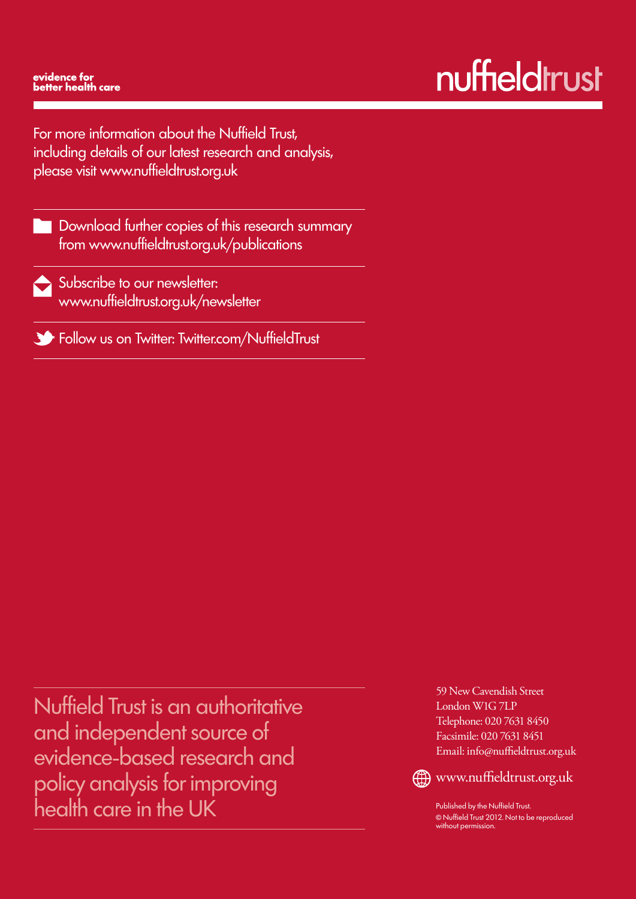evidence for
better health care

nuffieldtrust

For more information about the Nuffield Trust, including details of our latest research and analysis, please visit www.nuffieldtrust.org.uk

Download further copies of this research summary from www.nuffieldtrust.org.uk/publications

Subscribe to our newsletter: www.nuffieldtrust.org.uk/newsletter

Follow us on Twitter: Twitter.com/NuffieldTrust

Nuffield Trust is an authoritative and independent source of evidence-based research and policy analysis for improving health care in the UK

59 New Cavendish Street
London W1G 7LP
Telephone: 020 7631 8450
Facsimile: 020 7631 8451
Email: info@nuffieldtrust.org.uk

www.nuffieldtrust.org.uk

Published by the Nuffield Trust.
© Nuffield Trust 2012. Not to be reproduced without permission.